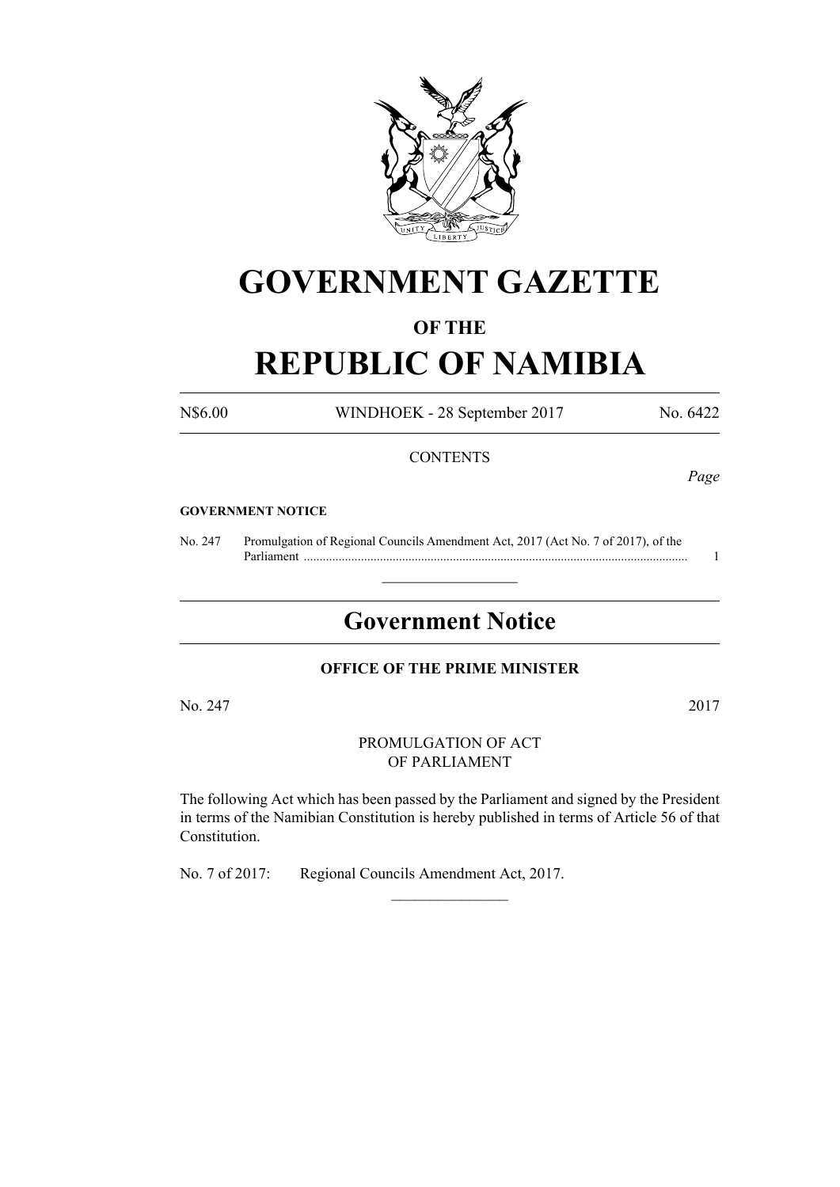# GOVERNMENT GAZETTE

### OF THE

# REPUBLIC OF NAMIBIA

N$6.00 WINDHOEK - 28 September 2017 No. 6422

CONTENTS

*Page*

**GOVERNMENT NOTICE**

No. 247 Promulgation of Regional Councils Amendment Act, 2017 (Act No. 7 of 2017), of the Parliament ........................................................................................................................ 1

---

## Government Notice

**OFFICE OF THE PRIME MINISTER**

No. 247 2017

PROMULGATION OF ACT
OF PARLIAMENT

The following Act which has been passed by the Parliament and signed by the President in terms of the Namibian Constitution is hereby published in terms of Article 56 of that Constitution.

No. 7 of 2017: Regional Councils Amendment Act, 2017.

---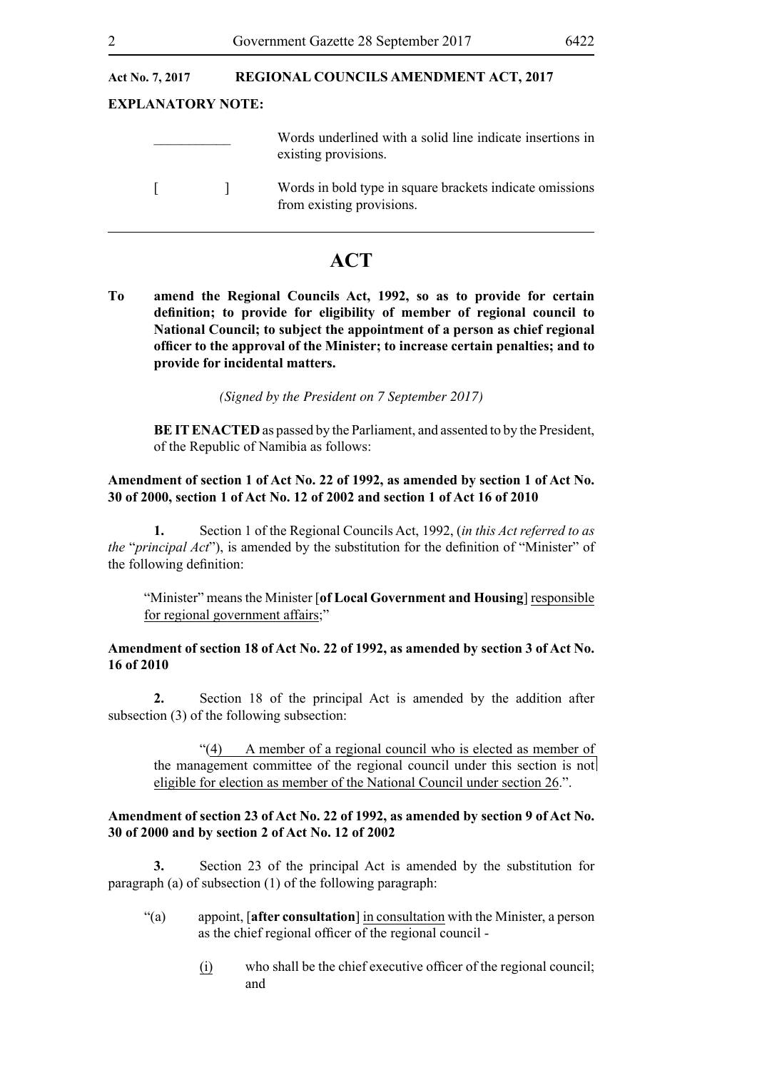**Act No. 7, 2017 REGIONAL COUNCILS AMENDMENT ACT, 2017**

**EXPLANATORY NOTE:**

| | |
|---|---|
| \_\_\_\_\_\_\_\_\_\_\_ | Words underlined with a solid line indicate insertions in existing provisions. |
| [ ] | Words in bold type in square brackets indicate omissions from existing provisions. |

# ACT

**To amend the Regional Councils Act, 1992, so as to provide for certain definition; to provide for eligibility of member of regional council to National Council; to subject the appointment of a person as chief regional officer to the approval of the Minister; to increase certain penalties; and to provide for incidental matters.**

*(Signed by the President on 7 September 2017)*

**BE IT ENACTED** as passed by the Parliament, and assented to by the President, of the Republic of Namibia as follows:

**Amendment of section 1 of Act No. 22 of 1992, as amended by section 1 of Act No. 30 of 2000, section 1 of Act No. 12 of 2002 and section 1 of Act 16 of 2010**

**1.** Section 1 of the Regional Councils Act, 1992, (*in this Act referred to as the* "*principal Act*"), is amended by the substitution for the definition of "Minister" of the following definition:

"Minister" means the Minister [**of Local Government and Housing**] <u>responsible for regional government affairs</u>;"

**Amendment of section 18 of Act No. 22 of 1992, as amended by section 3 of Act No. 16 of 2010**

**2.** Section 18 of the principal Act is amended by the addition after subsection (3) of the following subsection:

"<u>(4) A member of a regional council who is elected as member of the management committee of the regional council under this section is not eligible for election as member of the National Council under section 26</u>.".

**Amendment of section 23 of Act No. 22 of 1992, as amended by section 9 of Act No. 30 of 2000 and by section 2 of Act No. 12 of 2002**

**3.** Section 23 of the principal Act is amended by the substitution for paragraph (a) of subsection (1) of the following paragraph:

"(a) appoint, [**after consultation**] <u>in consultation</u> with the Minister, a person as the chief regional officer of the regional council -

<u>(i)</u> who shall be the chief executive officer of the regional council; and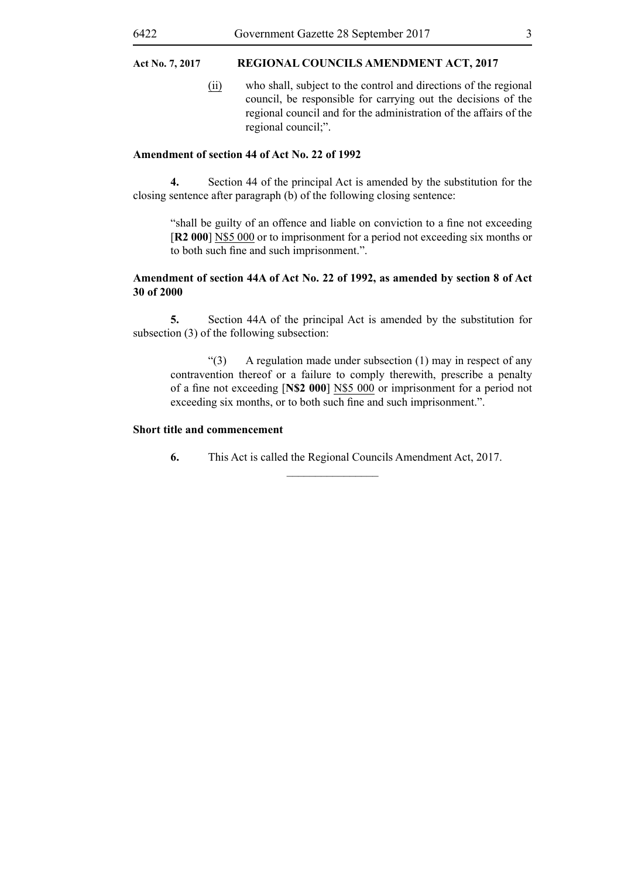(ii) who shall, subject to the control and directions of the regional council, be responsible for carrying out the decisions of the regional council and for the administration of the affairs of the regional council;".

**Amendment of section 44 of Act No. 22 of 1992**

**4.** Section 44 of the principal Act is amended by the substitution for the closing sentence after paragraph (b) of the following closing sentence:

> "shall be guilty of an offence and liable on conviction to a fine not exceeding [**R2 000**] <u>N$5 000</u> or to imprisonment for a period not exceeding six months or to both such fine and such imprisonment.".

**Amendment of section 44A of Act No. 22 of 1992, as amended by section 8 of Act 30 of 2000**

**5.** Section 44A of the principal Act is amended by the substitution for subsection (3) of the following subsection:

> "(3) A regulation made under subsection (1) may in respect of any contravention thereof or a failure to comply therewith, prescribe a penalty of a fine not exceeding [**N$2 000**] <u>N$5 000</u> or imprisonment for a period not exceeding six months, or to both such fine and such imprisonment.".

**Short title and commencement**

**6.** This Act is called the Regional Councils Amendment Act, 2017.

________________